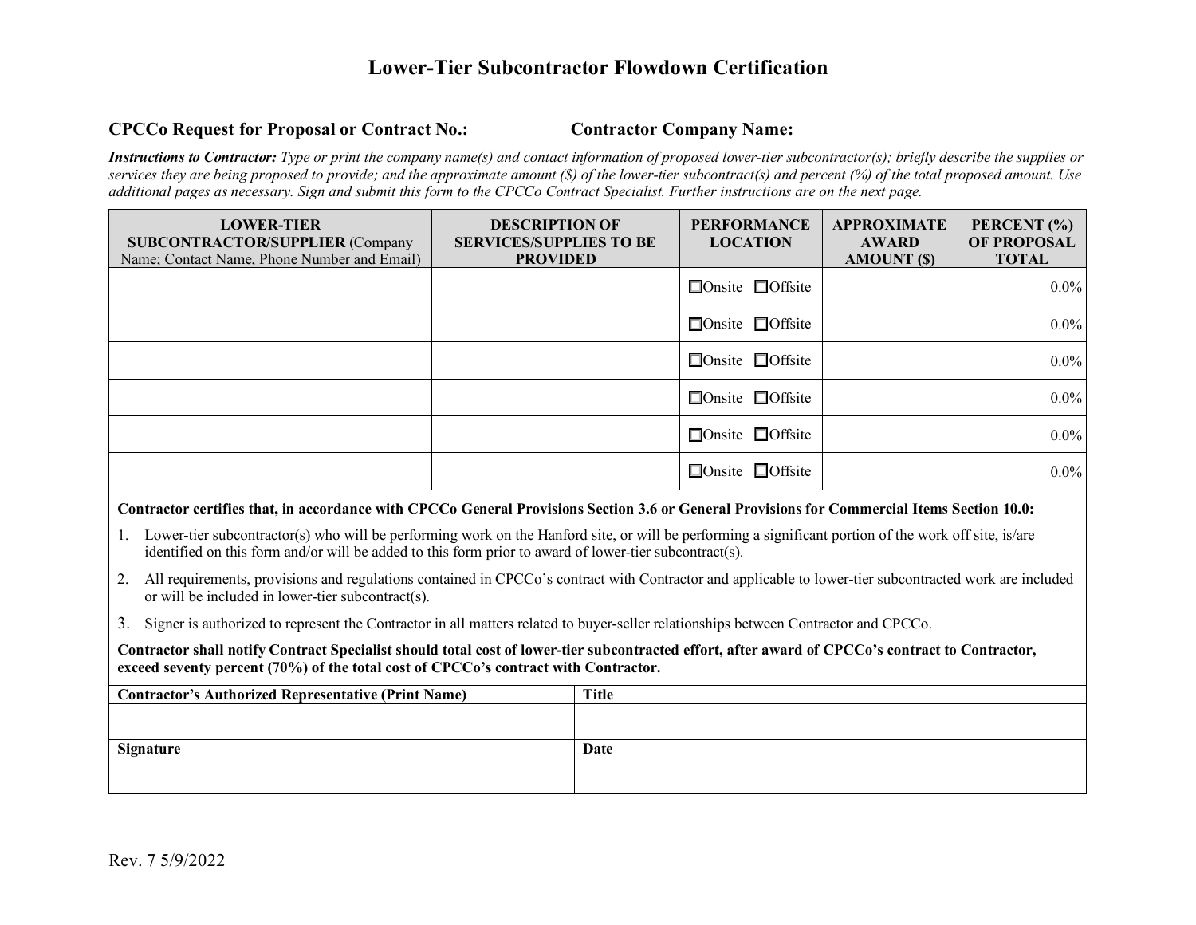# Lower-Tier Subcontractor Flowdown Certification

**CPCCo Request for Proposal or Contract No.:** **Contractor Company Name:**

***Instructions to Contractor:*** *Type or print the company name(s) and contact information of proposed lower-tier subcontractor(s); briefly describe the supplies or services they are being proposed to provide; and the approximate amount ($) of the lower-tier subcontract(s) and percent (%) of the total proposed amount. Use additional pages as necessary. Sign and submit this form to the CPCCo Contract Specialist. Further instructions are on the next page.*

| **LOWER-TIER SUBCONTRACTOR/SUPPLIER** (Company Name; Contact Name, Phone Number and Email) | **DESCRIPTION OF SERVICES/SUPPLIES TO BE PROVIDED** | **PERFORMANCE LOCATION** | **APPROXIMATE AWARD AMOUNT ($)** | **PERCENT (%) OF PROPOSAL TOTAL** |
|---|---|---|---|---|
| | | ☐Onsite ☐Offsite | | 0.0% |
| | | ☐Onsite ☐Offsite | | 0.0% |
| | | ☐Onsite ☐Offsite | | 0.0% |
| | | ☐Onsite ☐Offsite | | 0.0% |
| | | ☐Onsite ☐Offsite | | 0.0% |
| | | ☐Onsite ☐Offsite | | 0.0% |

**Contractor certifies that, in accordance with CPCCo General Provisions Section 3.6 or General Provisions for Commercial Items Section 10.0:**

1. Lower-tier subcontractor(s) who will be performing work on the Hanford site, or will be performing a significant portion of the work off site, is/are identified on this form and/or will be added to this form prior to award of lower-tier subcontract(s).
2. All requirements, provisions and regulations contained in CPCCo's contract with Contractor and applicable to lower-tier subcontracted work are included or will be included in lower-tier subcontract(s).
3. Signer is authorized to represent the Contractor in all matters related to buyer-seller relationships between Contractor and CPCCo.

**Contractor shall notify Contract Specialist should total cost of lower-tier subcontracted effort, after award of CPCCo's contract to Contractor, exceed seventy percent (70%) of the total cost of CPCCo's contract with Contractor.**

| **Contractor's Authorized Representative (Print Name)** | **Title** |
|---|---|
| | |
| **Signature** | **Date** |
| | |

Rev. 7 5/9/2022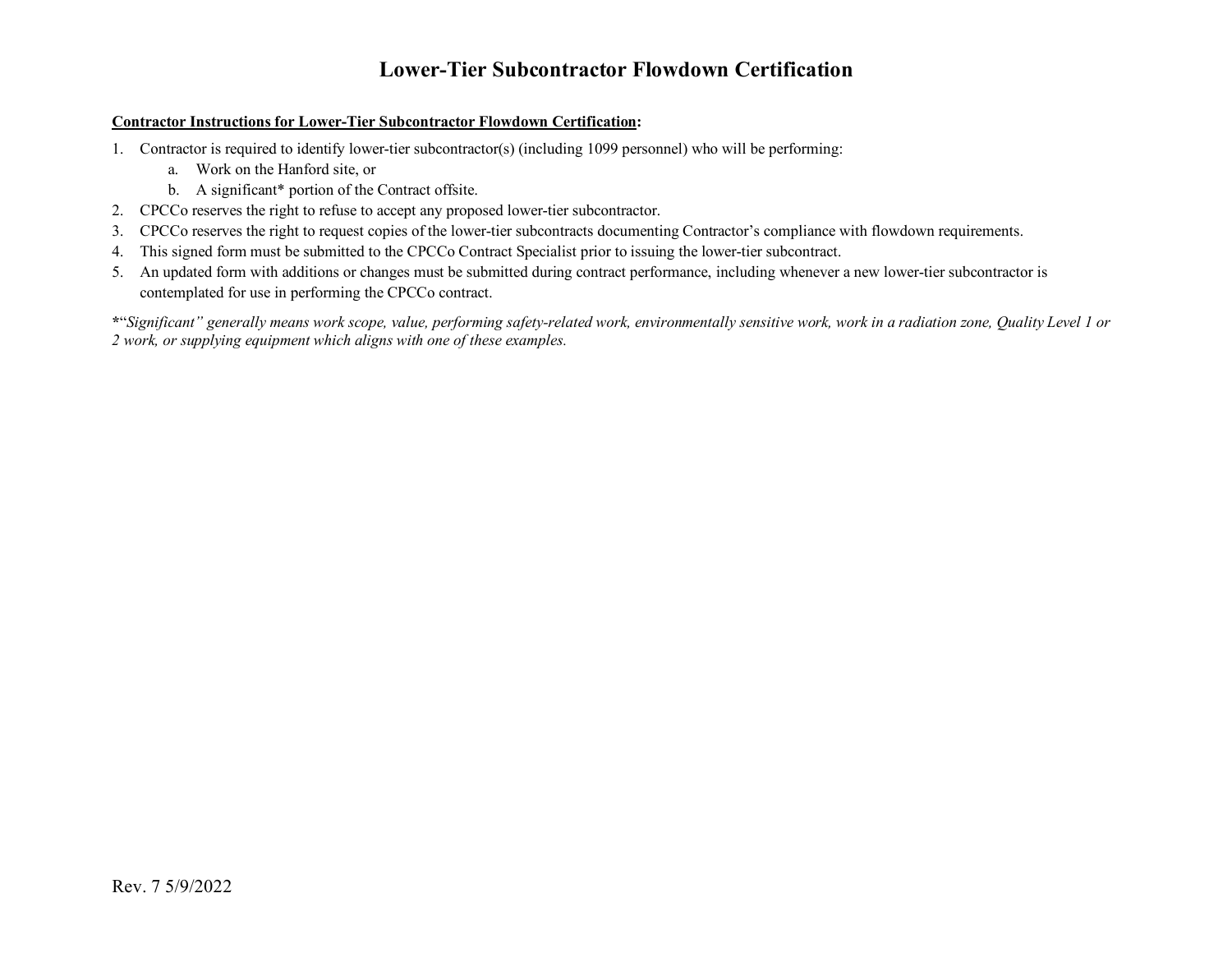# Lower-Tier Subcontractor Flowdown Certification

**<u>Contractor Instructions for Lower-Tier Subcontractor Flowdown Certification</u>:**

1. Contractor is required to identify lower-tier subcontractor(s) (including 1099 personnel) who will be performing:
   a. Work on the Hanford site, or
   b. A significant* portion of the Contract offsite.
2. CPCCo reserves the right to refuse to accept any proposed lower-tier subcontractor.
3. CPCCo reserves the right to request copies of the lower-tier subcontracts documenting Contractor's compliance with flowdown requirements.
4. This signed form must be submitted to the CPCCo Contract Specialist prior to issuing the lower-tier subcontract.
5. An updated form with additions or changes must be submitted during contract performance, including whenever a new lower-tier subcontractor is contemplated for use in performing the CPCCo contract.

**\***"*Significant" generally means work scope, value, performing safety-related work, environmentally sensitive work, work in a radiation zone, Quality Level 1 or 2 work, or supplying equipment which aligns with one of these examples.*

Rev. 7 5/9/2022